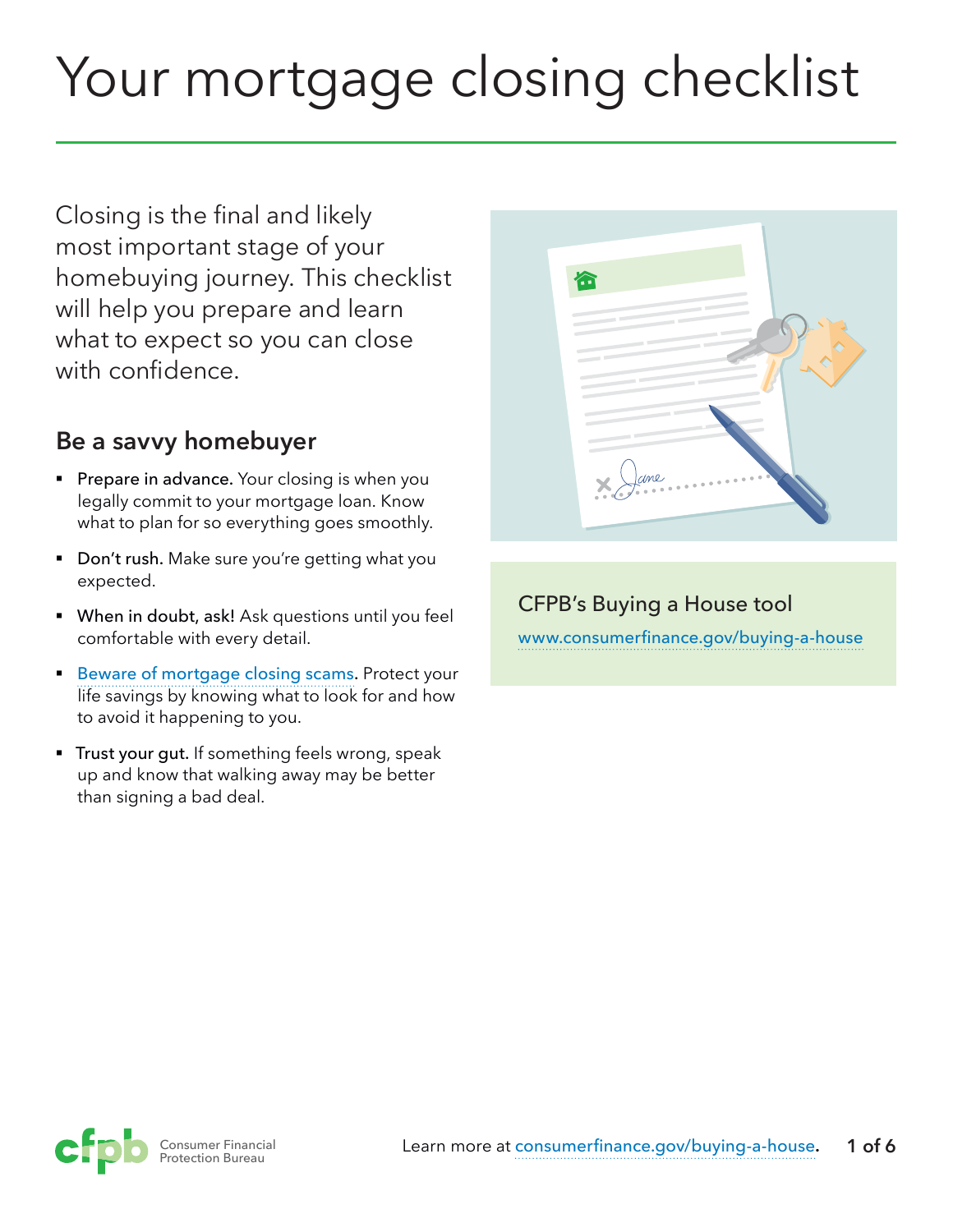# Your mortgage closing checklist

Closing is the final and likely most important stage of your homebuying journey. This checklist will help you prepare and learn what to expect so you can close with confidence.

## Be a savvy homebuyer

- **Prepare in advance.** Your closing is when you legally commit to your mortgage loan. Know what to plan for so everything goes smoothly.
- **Don't rush.** Make sure you're getting what you expected.
- **When in doubt, ask!** Ask questions until you feel comfortable with every detail.
- Beware of mortgage closing scams. Protect your life savings by knowing what to look for and how to avoid it happening to you.
- **Trust your gut.** If something feels wrong, speak up and know that walking away may be better than signing a bad deal.

CFPB's Buying a House tool

www.consumerfinance.gov/buying-a-house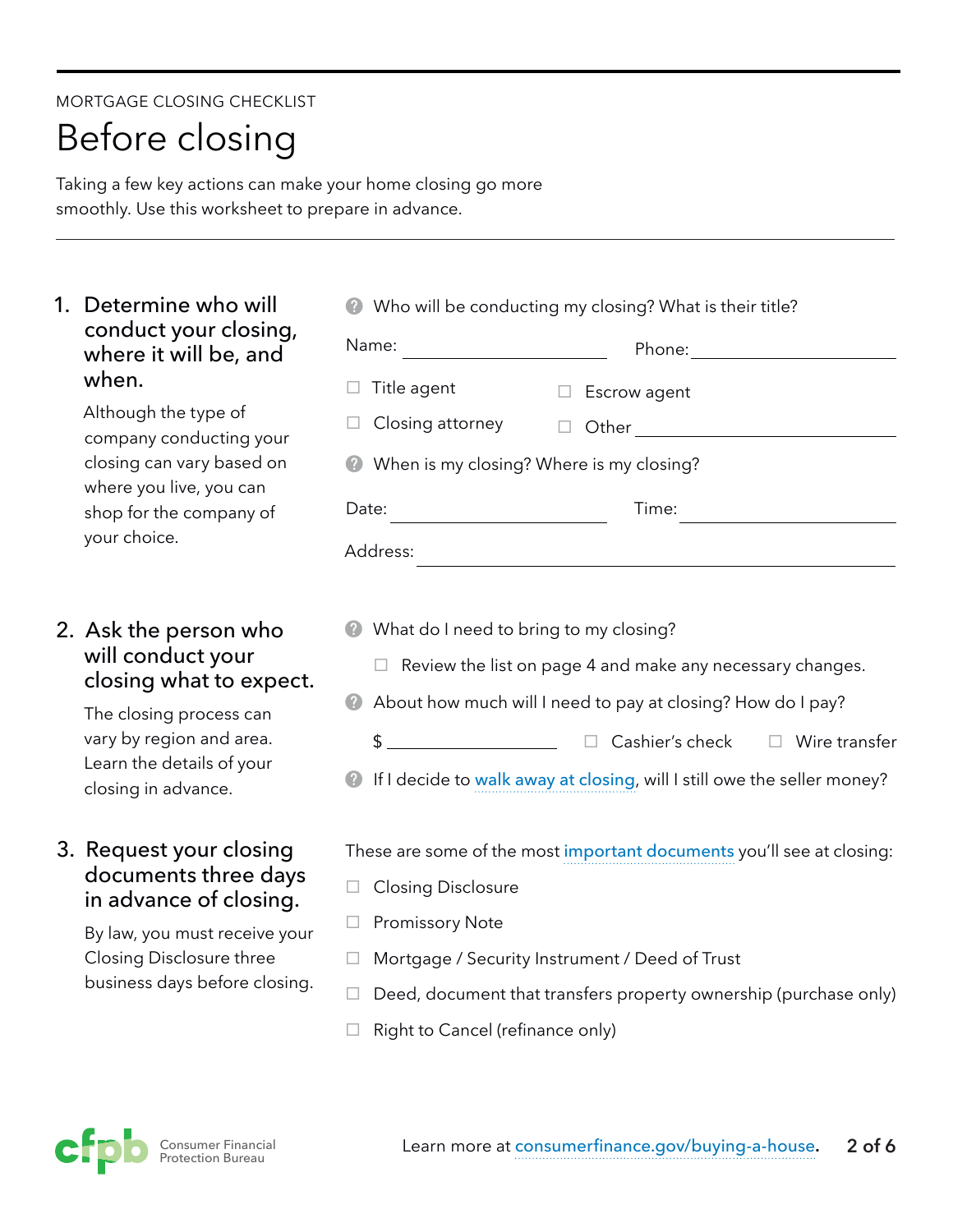MORTGAGE CLOSING CHECKLIST

# Before closing

Taking a few key actions can make your home closing go more smoothly. Use this worksheet to prepare in advance.

---

## 1. Determine who will conduct your closing, where it will be, and when.

Although the type of company conducting your closing can vary based on where you live, you can shop for the company of your choice.

Who will be conducting my closing? What is their title?

Name: ____________________ Phone: ____________________

- ☐ Title agent
- ☐ Escrow agent
- ☐ Closing attorney
- ☐ Other ____________________

When is my closing? Where is my closing?

Date: ____________________ Time: ____________________

Address: ________________________________________

## 2. Ask the person who will conduct your closing what to expect.

The closing process can vary by region and area. Learn the details of your closing in advance.

What do I need to bring to my closing?

- ☐ Review the list on page 4 and make any necessary changes.

About how much will I need to pay at closing? How do I pay?

$ ____________________ ☐ Cashier's check ☐ Wire transfer

If I decide to walk away at closing, will I still owe the seller money?

## 3. Request your closing documents three days in advance of closing.

By law, you must receive your Closing Disclosure three business days before closing.

These are some of the most important documents you'll see at closing:

- ☐ Closing Disclosure
- ☐ Promissory Note
- ☐ Mortgage / Security Instrument / Deed of Trust
- ☐ Deed, document that transfers property ownership (purchase only)
- ☐ Right to Cancel (refinance only)

Consumer Financial Protection Bureau

Learn more at consumerfinance.gov/buying-a-house.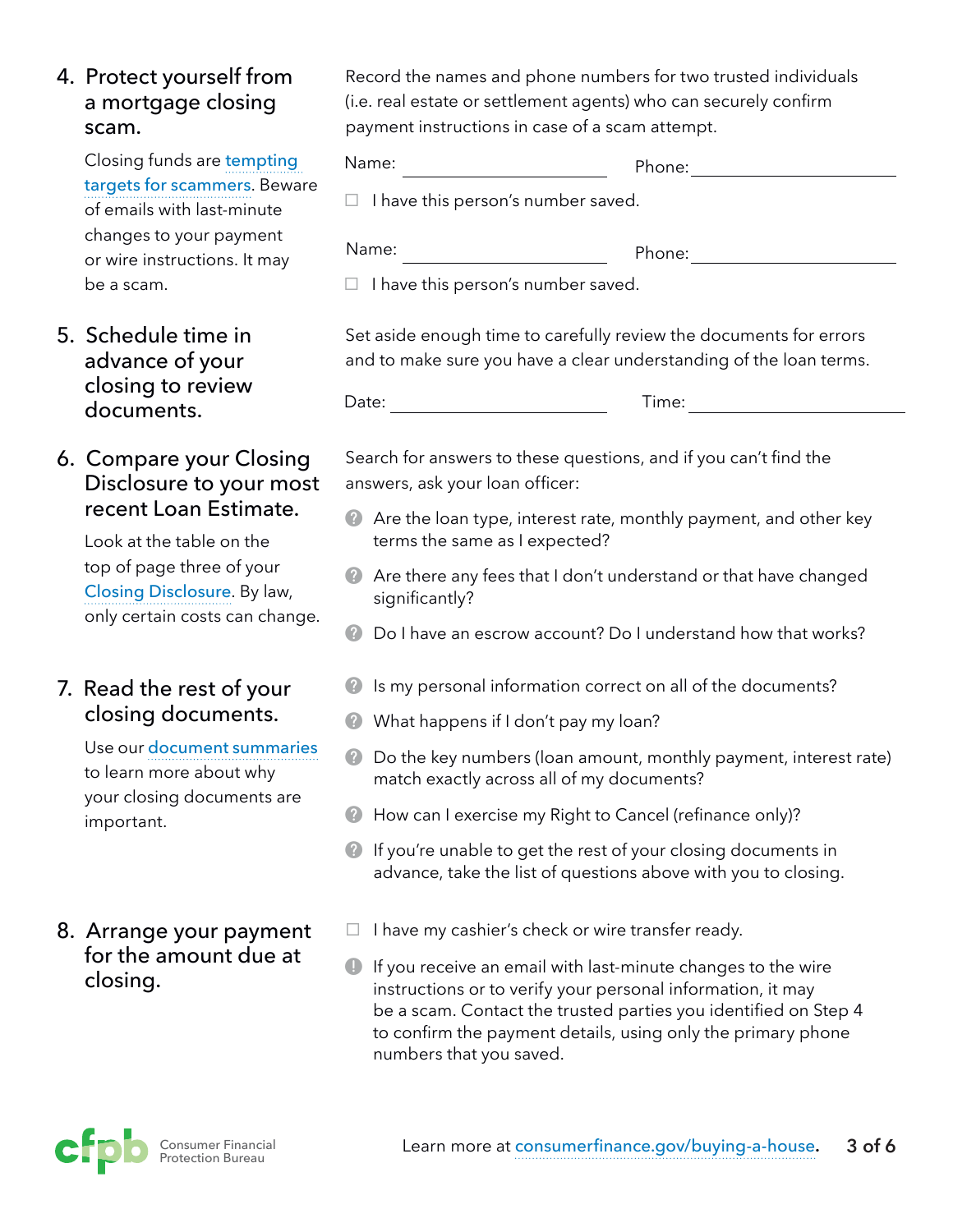## 4. Protect yourself from a mortgage closing scam.

Closing funds are tempting targets for scammers. Beware of emails with last-minute changes to your payment or wire instructions. It may be a scam.

Record the names and phone numbers for two trusted individuals (i.e. real estate or settlement agents) who can securely confirm payment instructions in case of a scam attempt.

Name: ____________________ Phone: ____________________

- [ ] I have this person's number saved.

Name: ____________________ Phone: ____________________

- [ ] I have this person's number saved.

## 5. Schedule time in advance of your closing to review documents.

Set aside enough time to carefully review the documents for errors and to make sure you have a clear understanding of the loan terms.

Date: ____________________ Time: ____________________

## 6. Compare your Closing Disclosure to your most recent Loan Estimate.

Look at the table on the top of page three of your Closing Disclosure. By law, only certain costs can change.

Search for answers to these questions, and if you can't find the answers, ask your loan officer:

- Are the loan type, interest rate, monthly payment, and other key terms the same as I expected?
- Are there any fees that I don't understand or that have changed significantly?
- Do I have an escrow account? Do I understand how that works?

## 7. Read the rest of your closing documents.

Use our document summaries to learn more about why your closing documents are important.

- Is my personal information correct on all of the documents?
- What happens if I don't pay my loan?
- Do the key numbers (loan amount, monthly payment, interest rate) match exactly across all of my documents?
- How can I exercise my Right to Cancel (refinance only)?
- If you're unable to get the rest of your closing documents in advance, take the list of questions above with you to closing.

## 8. Arrange your payment for the amount due at closing.

- [ ] I have my cashier's check or wire transfer ready.

If you receive an email with last-minute changes to the wire instructions or to verify your personal information, it may be a scam. Contact the trusted parties you identified on Step 4 to confirm the payment details, using only the primary phone numbers that you saved.

Learn more at consumerfinance.gov/buying-a-house.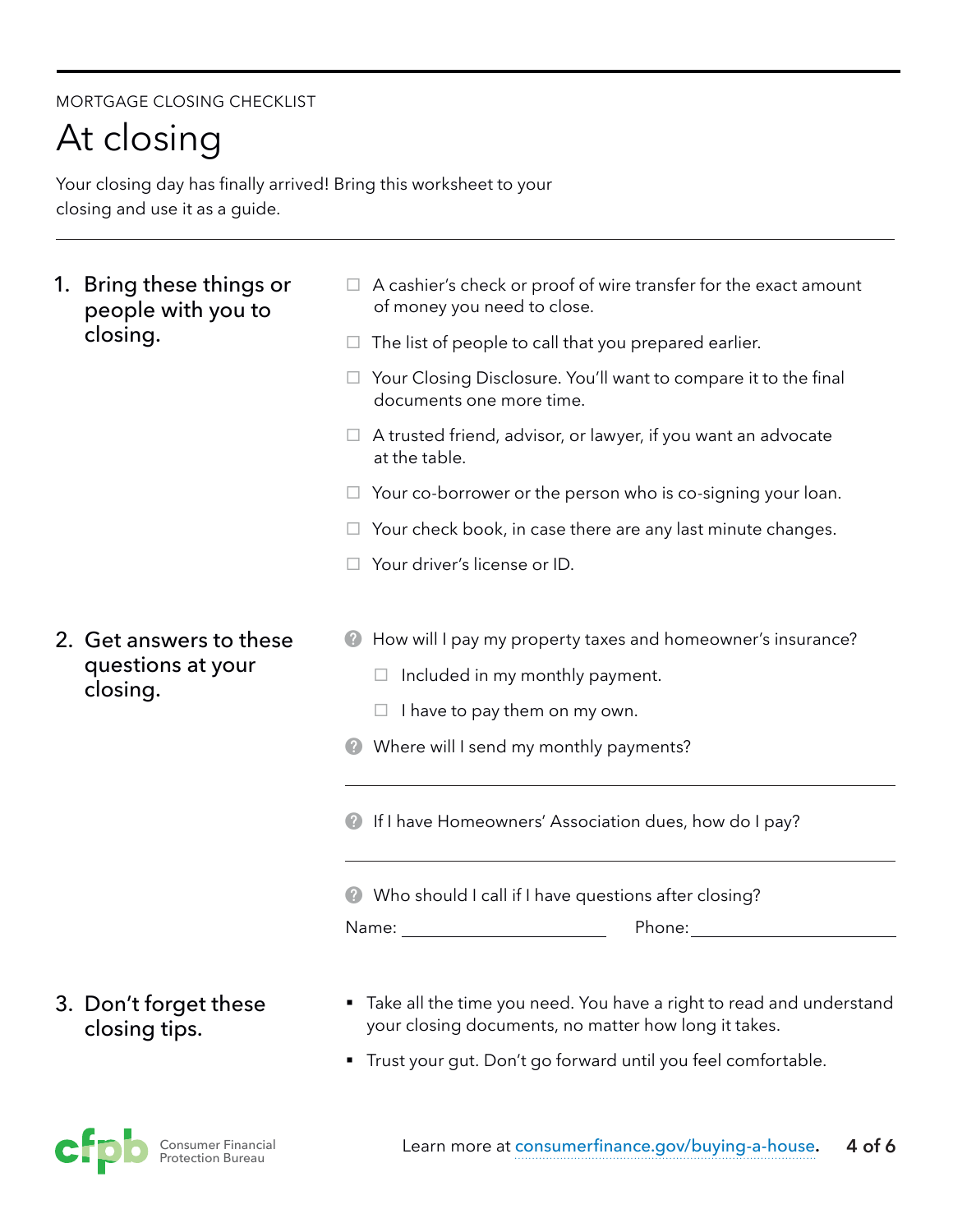MORTGAGE CLOSING CHECKLIST

# At closing

Your closing day has finally arrived! Bring this worksheet to your closing and use it as a guide.

---

## 1. Bring these things or people with you to closing.

- ☐ A cashier's check or proof of wire transfer for the exact amount of money you need to close.
- ☐ The list of people to call that you prepared earlier.
- ☐ Your Closing Disclosure. You'll want to compare it to the final documents one more time.
- ☐ A trusted friend, advisor, or lawyer, if you want an advocate at the table.
- ☐ Your co-borrower or the person who is co-signing your loan.
- ☐ Your check book, in case there are any last minute changes.
- ☐ Your driver's license or ID.

## 2. Get answers to these questions at your closing.

- How will I pay my property taxes and homeowner's insurance?
  - ☐ Included in my monthly payment.
  - ☐ I have to pay them on my own.
- Where will I send my monthly payments?

  ______________________________

- If I have Homeowners' Association dues, how do I pay?

  ______________________________

- Who should I call if I have questions after closing?

  Name: ____________________ Phone: ____________________

## 3. Don't forget these closing tips.

- Take all the time you need. You have a right to read and understand your closing documents, no matter how long it takes.
- Trust your gut. Don't go forward until you feel comfortable.

Consumer Financial Protection Bureau

Learn more at consumerfinance.gov/buying-a-house.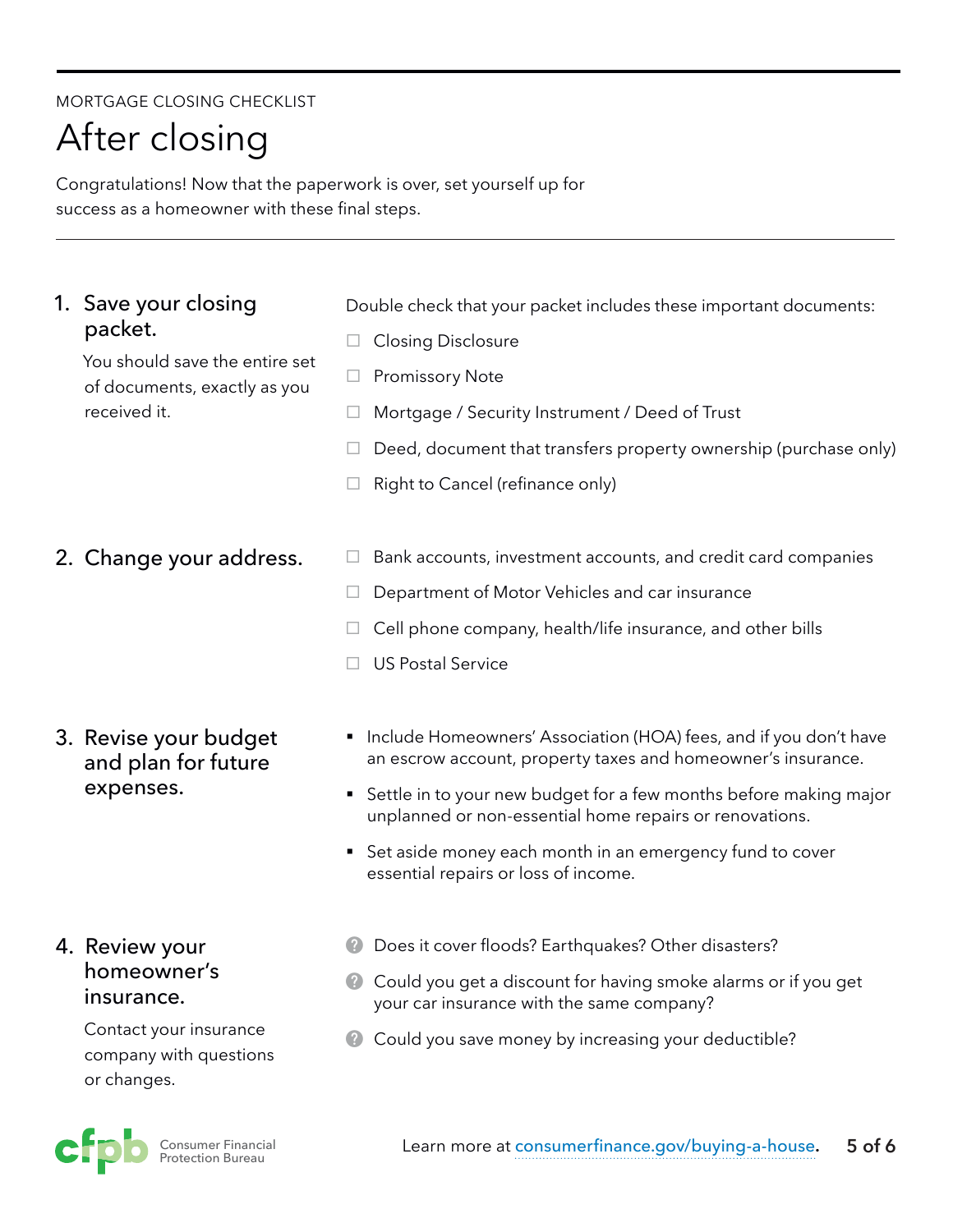MORTGAGE CLOSING CHECKLIST

# After closing

Congratulations! Now that the paperwork is over, set yourself up for success as a homeowner with these final steps.

---

## 1. Save your closing packet.

You should save the entire set of documents, exactly as you received it.

Double check that your packet includes these important documents:

- ☐ Closing Disclosure
- ☐ Promissory Note
- ☐ Mortgage / Security Instrument / Deed of Trust
- ☐ Deed, document that transfers property ownership (purchase only)
- ☐ Right to Cancel (refinance only)

## 2. Change your address.

- ☐ Bank accounts, investment accounts, and credit card companies
- ☐ Department of Motor Vehicles and car insurance
- ☐ Cell phone company, health/life insurance, and other bills
- ☐ US Postal Service

## 3. Revise your budget and plan for future expenses.

- Include Homeowners' Association (HOA) fees, and if you don't have an escrow account, property taxes and homeowner's insurance.
- Settle in to your new budget for a few months before making major unplanned or non-essential home repairs or renovations.
- Set aside money each month in an emergency fund to cover essential repairs or loss of income.

## 4. Review your homeowner's insurance.

Contact your insurance company with questions or changes.

- Does it cover floods? Earthquakes? Other disasters?
- Could you get a discount for having smoke alarms or if you get your car insurance with the same company?
- Could you save money by increasing your deductible?

Consumer Financial Protection Bureau

Learn more at consumerfinance.gov/buying-a-house.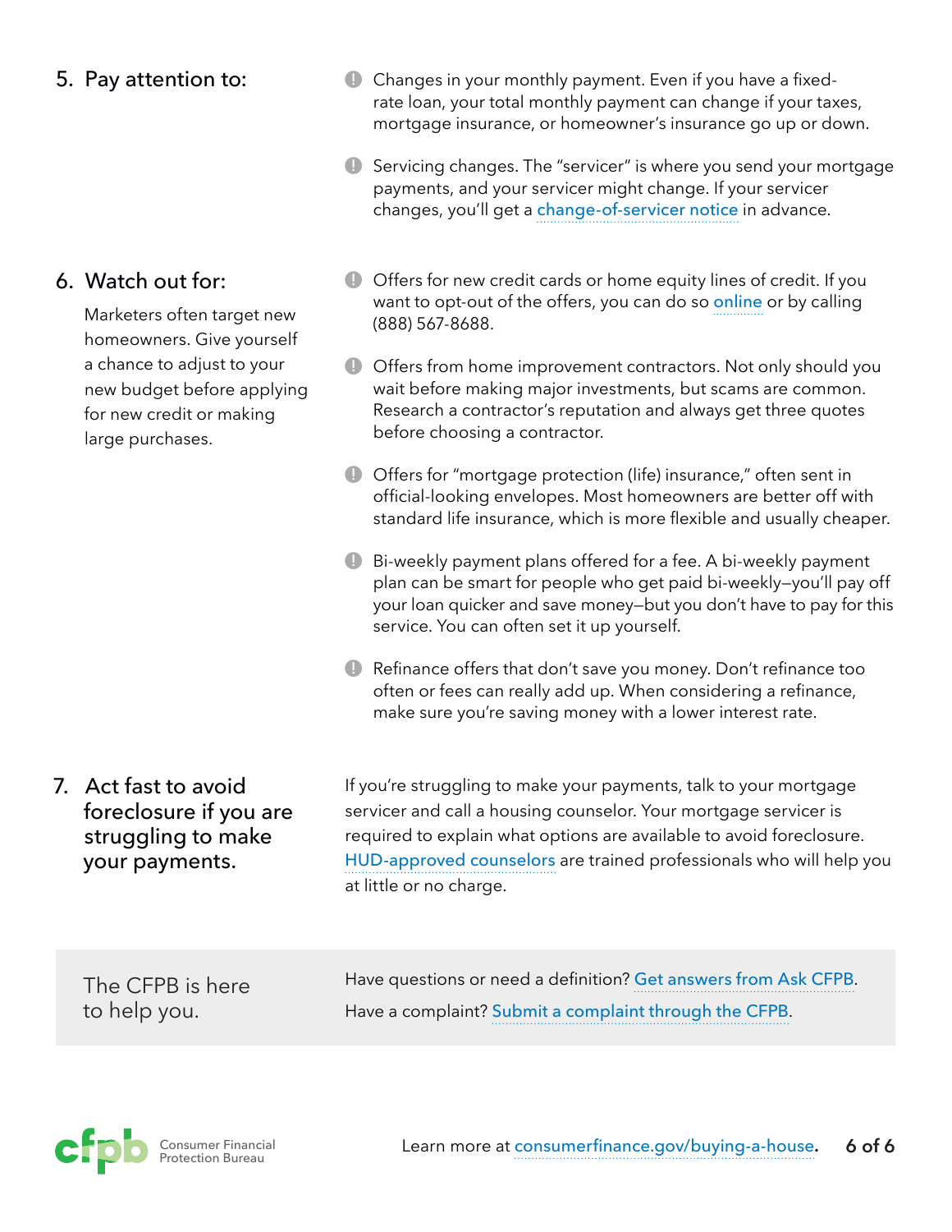## 5. Pay attention to:

- Changes in your monthly payment. Even if you have a fixed-rate loan, your total monthly payment can change if your taxes, mortgage insurance, or homeowner's insurance go up or down.
- Servicing changes. The "servicer" is where you send your mortgage payments, and your servicer might change. If your servicer changes, you'll get a change-of-servicer notice in advance.

## 6. Watch out for:

Marketers often target new homeowners. Give yourself a chance to adjust to your new budget before applying for new credit or making large purchases.

- Offers for new credit cards or home equity lines of credit. If you want to opt-out of the offers, you can do so online or by calling (888) 567-8688.
- Offers from home improvement contractors. Not only should you wait before making major investments, but scams are common. Research a contractor's reputation and always get three quotes before choosing a contractor.
- Offers for "mortgage protection (life) insurance," often sent in official-looking envelopes. Most homeowners are better off with standard life insurance, which is more flexible and usually cheaper.
- Bi-weekly payment plans offered for a fee. A bi-weekly payment plan can be smart for people who get paid bi-weekly—you'll pay off your loan quicker and save money—but you don't have to pay for this service. You can often set it up yourself.
- Refinance offers that don't save you money. Don't refinance too often or fees can really add up. When considering a refinance, make sure you're saving money with a lower interest rate.

## 7. Act fast to avoid foreclosure if you are struggling to make your payments.

If you're struggling to make your payments, talk to your mortgage servicer and call a housing counselor. Your mortgage servicer is required to explain what options are available to avoid foreclosure. HUD-approved counselors are trained professionals who will help you at little or no charge.

The CFPB is here to help you.

Have questions or need a definition? Get answers from Ask CFPB.

Have a complaint? Submit a complaint through the CFPB.

Consumer Financial Protection Bureau

Learn more at consumerfinance.gov/buying-a-house.